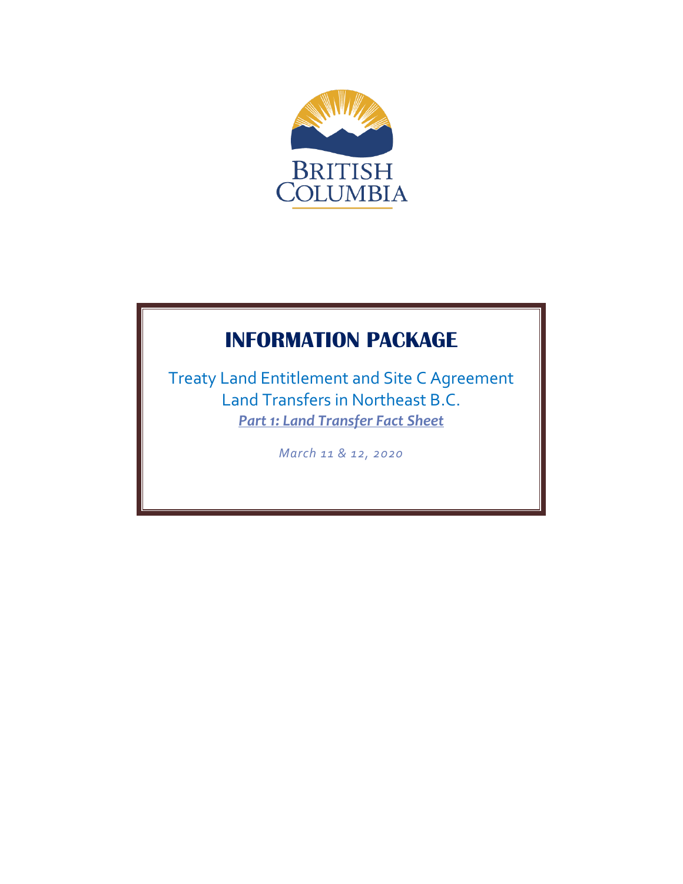# INFORMATION PACKAGE

Treaty Land Entitlement and Site C Agreement
Land Transfers in Northeast B.C.

***Part 1: Land Transfer Fact Sheet***

*March 11 & 12, 2020*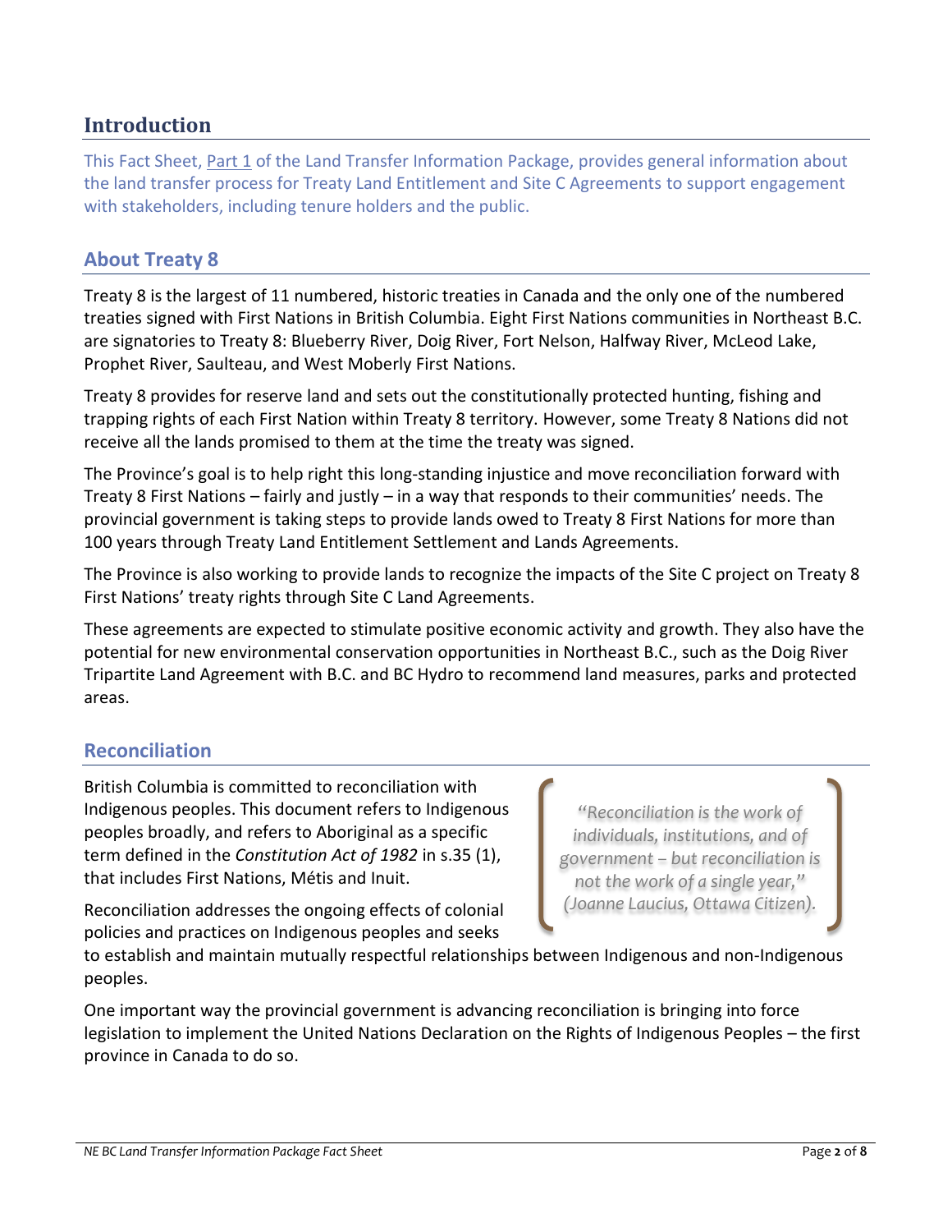## Introduction

This Fact Sheet, Part 1 of the Land Transfer Information Package, provides general information about the land transfer process for Treaty Land Entitlement and Site C Agreements to support engagement with stakeholders, including tenure holders and the public.

### About Treaty 8

Treaty 8 is the largest of 11 numbered, historic treaties in Canada and the only one of the numbered treaties signed with First Nations in British Columbia. Eight First Nations communities in Northeast B.C. are signatories to Treaty 8: Blueberry River, Doig River, Fort Nelson, Halfway River, McLeod Lake, Prophet River, Saulteau, and West Moberly First Nations.

Treaty 8 provides for reserve land and sets out the constitutionally protected hunting, fishing and trapping rights of each First Nation within Treaty 8 territory. However, some Treaty 8 Nations did not receive all the lands promised to them at the time the treaty was signed.

The Province's goal is to help right this long-standing injustice and move reconciliation forward with Treaty 8 First Nations – fairly and justly – in a way that responds to their communities' needs. The provincial government is taking steps to provide lands owed to Treaty 8 First Nations for more than 100 years through Treaty Land Entitlement Settlement and Lands Agreements.

The Province is also working to provide lands to recognize the impacts of the Site C project on Treaty 8 First Nations' treaty rights through Site C Land Agreements.

These agreements are expected to stimulate positive economic activity and growth. They also have the potential for new environmental conservation opportunities in Northeast B.C., such as the Doig River Tripartite Land Agreement with B.C. and BC Hydro to recommend land measures, parks and protected areas.

### Reconciliation

British Columbia is committed to reconciliation with Indigenous peoples. This document refers to Indigenous peoples broadly, and refers to Aboriginal as a specific term defined in the *Constitution Act of 1982* in s.35 (1), that includes First Nations, Métis and Inuit.

> *"Reconciliation is the work of individuals, institutions, and of government – but reconciliation is not the work of a single year," (Joanne Laucius, Ottawa Citizen).*

Reconciliation addresses the ongoing effects of colonial policies and practices on Indigenous peoples and seeks to establish and maintain mutually respectful relationships between Indigenous and non-Indigenous peoples.

One important way the provincial government is advancing reconciliation is bringing into force legislation to implement the United Nations Declaration on the Rights of Indigenous Peoples – the first province in Canada to do so.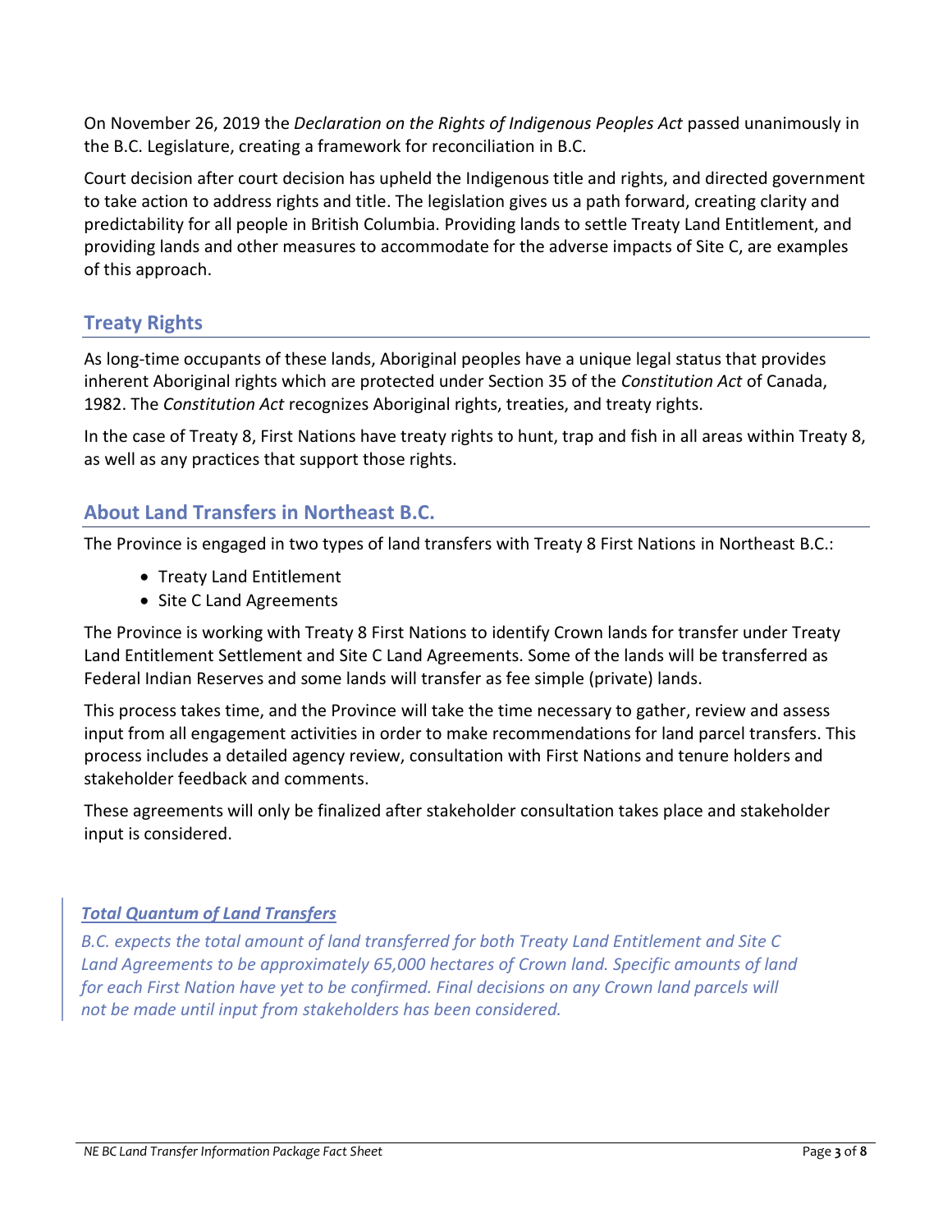On November 26, 2019 the *Declaration on the Rights of Indigenous Peoples Act* passed unanimously in the B.C. Legislature, creating a framework for reconciliation in B.C.

Court decision after court decision has upheld the Indigenous title and rights, and directed government to take action to address rights and title. The legislation gives us a path forward, creating clarity and predictability for all people in British Columbia. Providing lands to settle Treaty Land Entitlement, and providing lands and other measures to accommodate for the adverse impacts of Site C, are examples of this approach.

## Treaty Rights

As long-time occupants of these lands, Aboriginal peoples have a unique legal status that provides inherent Aboriginal rights which are protected under Section 35 of the *Constitution Act* of Canada, 1982. The *Constitution Act* recognizes Aboriginal rights, treaties, and treaty rights.

In the case of Treaty 8, First Nations have treaty rights to hunt, trap and fish in all areas within Treaty 8, as well as any practices that support those rights.

## About Land Transfers in Northeast B.C.

The Province is engaged in two types of land transfers with Treaty 8 First Nations in Northeast B.C.:

- Treaty Land Entitlement
- Site C Land Agreements

The Province is working with Treaty 8 First Nations to identify Crown lands for transfer under Treaty Land Entitlement Settlement and Site C Land Agreements. Some of the lands will be transferred as Federal Indian Reserves and some lands will transfer as fee simple (private) lands.

This process takes time, and the Province will take the time necessary to gather, review and assess input from all engagement activities in order to make recommendations for land parcel transfers. This process includes a detailed agency review, consultation with First Nations and tenure holders and stakeholder feedback and comments.

These agreements will only be finalized after stakeholder consultation takes place and stakeholder input is considered.

***Total Quantum of Land Transfers***

*B.C. expects the total amount of land transferred for both Treaty Land Entitlement and Site C Land Agreements to be approximately 65,000 hectares of Crown land. Specific amounts of land for each First Nation have yet to be confirmed. Final decisions on any Crown land parcels will not be made until input from stakeholders has been considered.*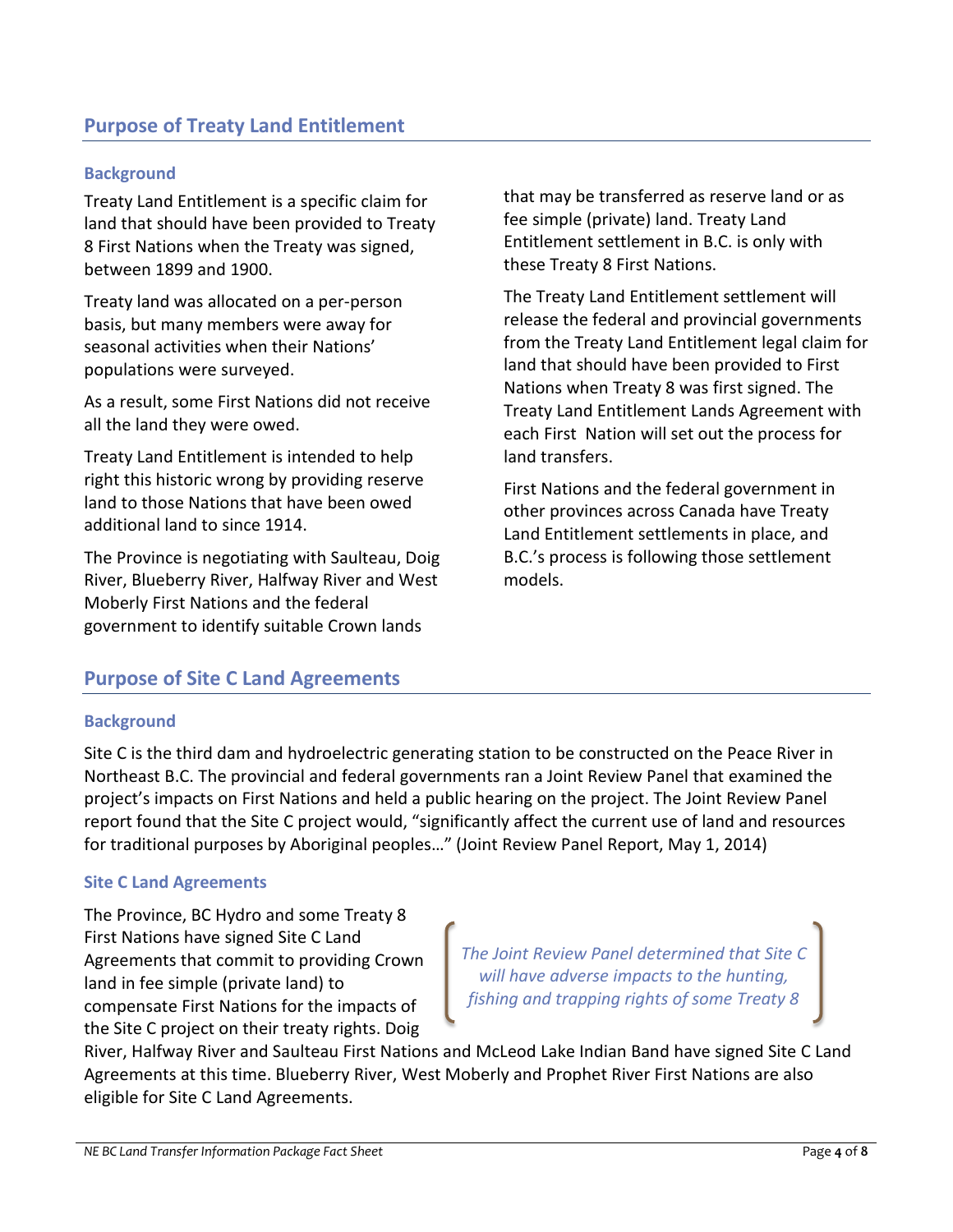## Purpose of Treaty Land Entitlement

### Background

Treaty Land Entitlement is a specific claim for land that should have been provided to Treaty 8 First Nations when the Treaty was signed, between 1899 and 1900.

Treaty land was allocated on a per-person basis, but many members were away for seasonal activities when their Nations' populations were surveyed.

As a result, some First Nations did not receive all the land they were owed.

Treaty Land Entitlement is intended to help right this historic wrong by providing reserve land to those Nations that have been owed additional land to since 1914.

The Province is negotiating with Saulteau, Doig River, Blueberry River, Halfway River and West Moberly First Nations and the federal government to identify suitable Crown lands that may be transferred as reserve land or as fee simple (private) land. Treaty Land Entitlement settlement in B.C. is only with these Treaty 8 First Nations.

The Treaty Land Entitlement settlement will release the federal and provincial governments from the Treaty Land Entitlement legal claim for land that should have been provided to First Nations when Treaty 8 was first signed. The Treaty Land Entitlement Lands Agreement with each First Nation will set out the process for land transfers.

First Nations and the federal government in other provinces across Canada have Treaty Land Entitlement settlements in place, and B.C.'s process is following those settlement models.

## Purpose of Site C Land Agreements

### Background

Site C is the third dam and hydroelectric generating station to be constructed on the Peace River in Northeast B.C. The provincial and federal governments ran a Joint Review Panel that examined the project's impacts on First Nations and held a public hearing on the project. The Joint Review Panel report found that the Site C project would, "significantly affect the current use of land and resources for traditional purposes by Aboriginal peoples…" (Joint Review Panel Report, May 1, 2014)

### Site C Land Agreements

The Province, BC Hydro and some Treaty 8 First Nations have signed Site C Land Agreements that commit to providing Crown land in fee simple (private land) to compensate First Nations for the impacts of the Site C project on their treaty rights. Doig River, Halfway River and Saulteau First Nations and McLeod Lake Indian Band have signed Site C Land Agreements at this time. Blueberry River, West Moberly and Prophet River First Nations are also eligible for Site C Land Agreements.

*The Joint Review Panel determined that Site C will have adverse impacts to the hunting, fishing and trapping rights of some Treaty 8*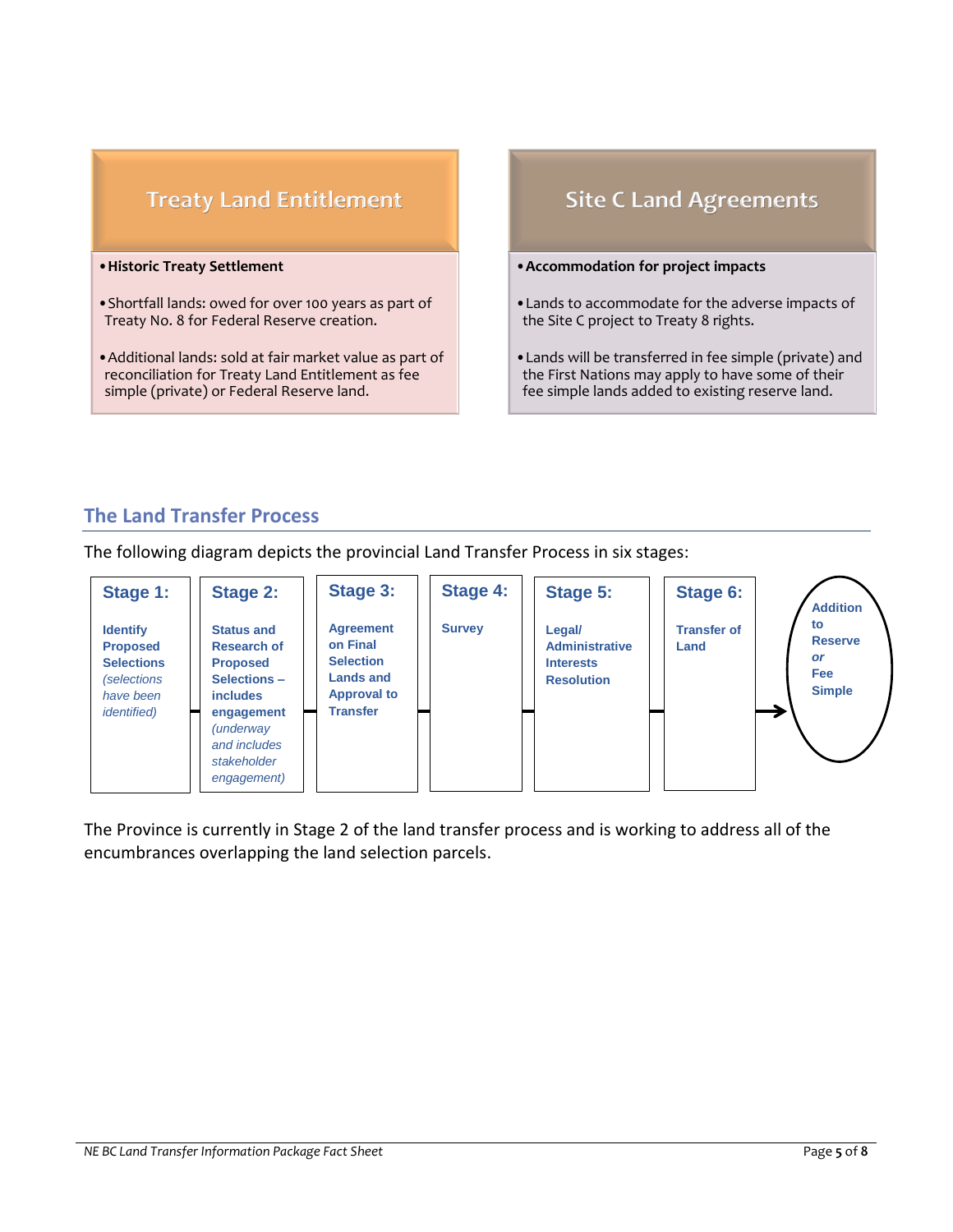### Treaty Land Entitlement

- **Historic Treaty Settlement**
- Shortfall lands: owed for over 100 years as part of Treaty No. 8 for Federal Reserve creation.
- Additional lands: sold at fair market value as part of reconciliation for Treaty Land Entitlement as fee simple (private) or Federal Reserve land.

### Site C Land Agreements

- **Accommodation for project impacts**
- Lands to accommodate for the adverse impacts of the Site C project to Treaty 8 rights.
- Lands will be transferred in fee simple (private) and the First Nations may apply to have some of their fee simple lands added to existing reserve land.

## The Land Transfer Process

The following diagram depicts the provincial Land Transfer Process in six stages:

| Stage 1: | Stage 2: | Stage 3: | Stage 4: | Stage 5: | Stage 6: | → |
|---|---|---|---|---|---|---|
| **Identify Proposed Selections** *(selections have been identified)* | **Status and Research of Proposed Selections – includes engagement** *(underway and includes stakeholder engagement)* | **Agreement on Final Selection Lands and Approval to Transfer** | **Survey** | **Legal/ Administrative Interests Resolution** | **Transfer of Land** | **Addition to Reserve** ***or*** **Fee Simple** |

The Province is currently in Stage 2 of the land transfer process and is working to address all of the encumbrances overlapping the land selection parcels.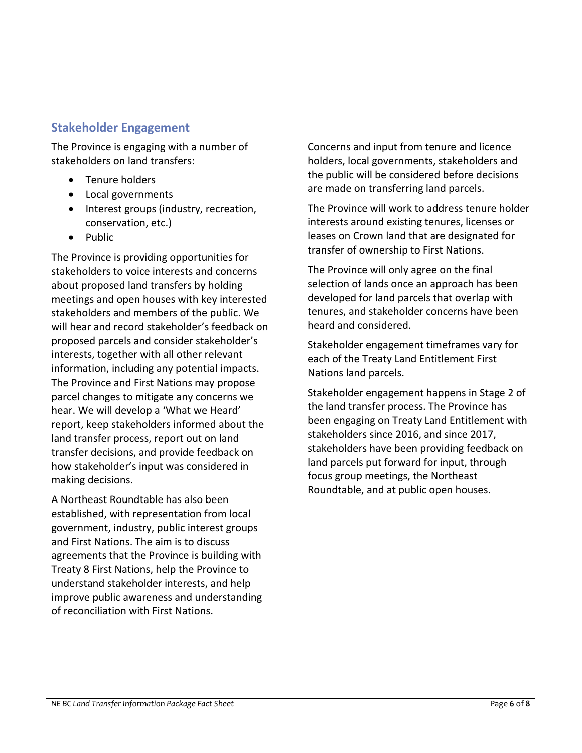## Stakeholder Engagement

The Province is engaging with a number of stakeholders on land transfers:

- Tenure holders
- Local governments
- Interest groups (industry, recreation, conservation, etc.)
- Public

The Province is providing opportunities for stakeholders to voice interests and concerns about proposed land transfers by holding meetings and open houses with key interested stakeholders and members of the public. We will hear and record stakeholder's feedback on proposed parcels and consider stakeholder's interests, together with all other relevant information, including any potential impacts. The Province and First Nations may propose parcel changes to mitigate any concerns we hear. We will develop a 'What we Heard' report, keep stakeholders informed about the land transfer process, report out on land transfer decisions, and provide feedback on how stakeholder's input was considered in making decisions.

A Northeast Roundtable has also been established, with representation from local government, industry, public interest groups and First Nations. The aim is to discuss agreements that the Province is building with Treaty 8 First Nations, help the Province to understand stakeholder interests, and help improve public awareness and understanding of reconciliation with First Nations.

Concerns and input from tenure and licence holders, local governments, stakeholders and the public will be considered before decisions are made on transferring land parcels.

The Province will work to address tenure holder interests around existing tenures, licenses or leases on Crown land that are designated for transfer of ownership to First Nations.

The Province will only agree on the final selection of lands once an approach has been developed for land parcels that overlap with tenures, and stakeholder concerns have been heard and considered.

Stakeholder engagement timeframes vary for each of the Treaty Land Entitlement First Nations land parcels.

Stakeholder engagement happens in Stage 2 of the land transfer process. The Province has been engaging on Treaty Land Entitlement with stakeholders since 2016, and since 2017, stakeholders have been providing feedback on land parcels put forward for input, through focus group meetings, the Northeast Roundtable, and at public open houses.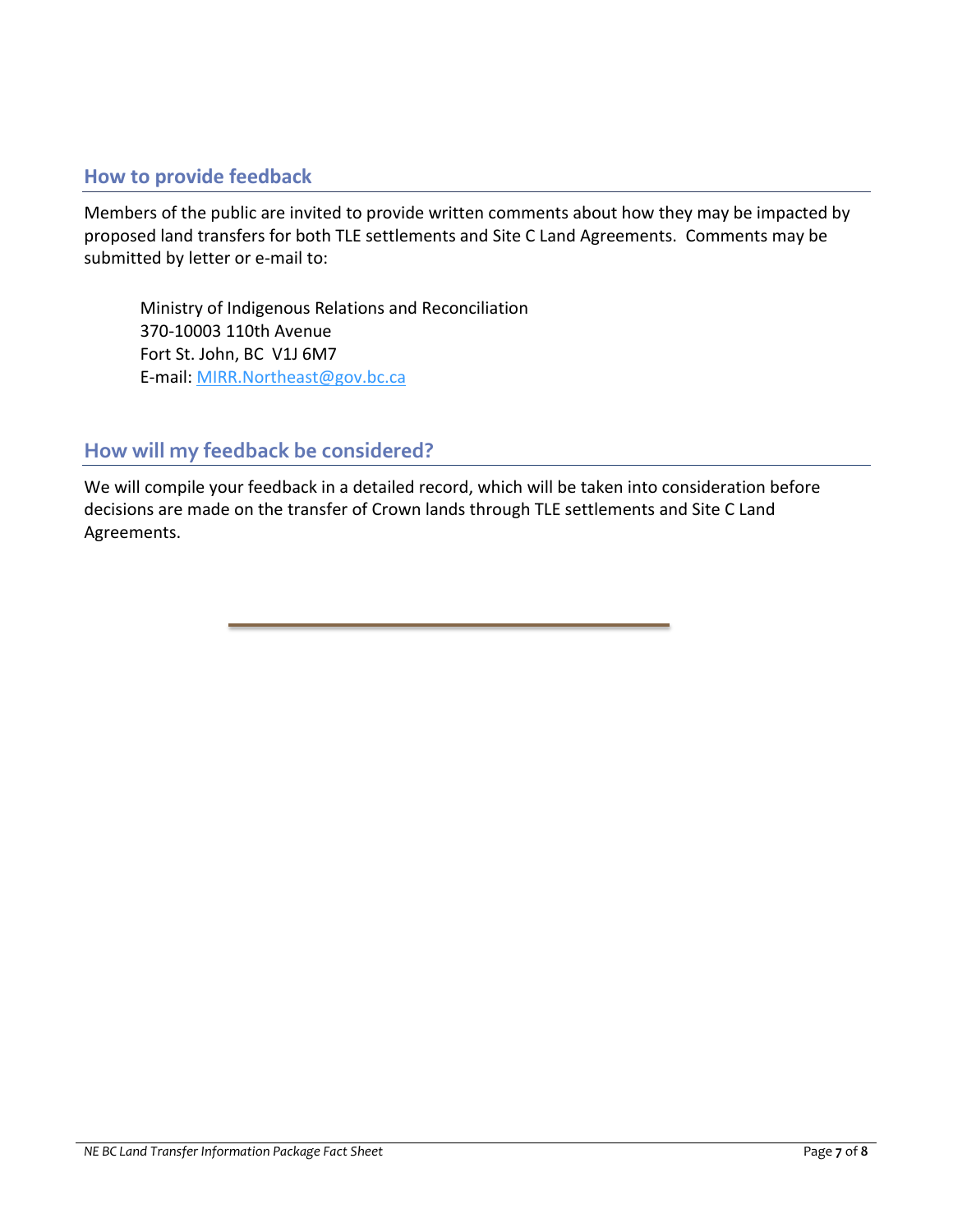## How to provide feedback

Members of the public are invited to provide written comments about how they may be impacted by proposed land transfers for both TLE settlements and Site C Land Agreements. Comments may be submitted by letter or e-mail to:

> Ministry of Indigenous Relations and Reconciliation
> 370-10003 110th Avenue
> Fort St. John, BC V1J 6M7
> E-mail: MIRR.Northeast@gov.bc.ca

## How will my feedback be considered?

We will compile your feedback in a detailed record, which will be taken into consideration before decisions are made on the transfer of Crown lands through TLE settlements and Site C Land Agreements.